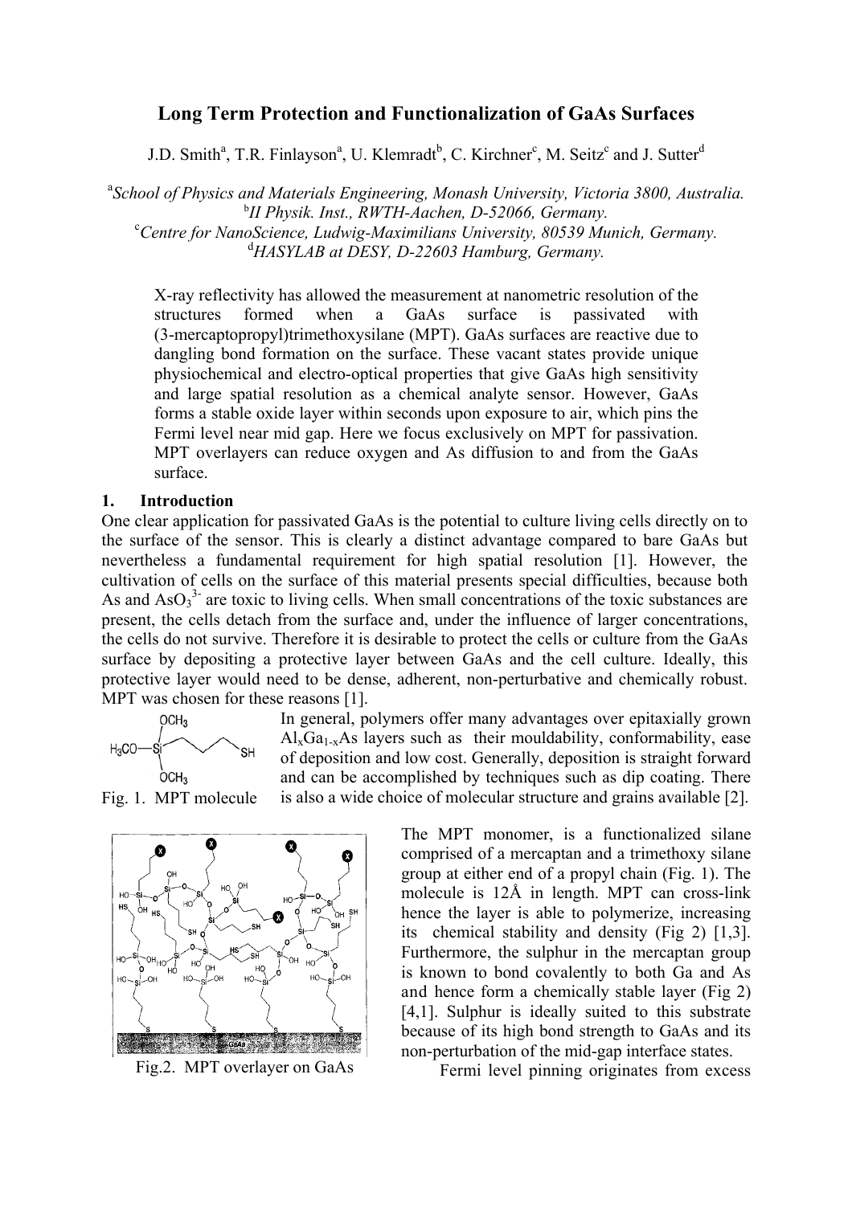# Long Term Protection and Functionalization of GaAs Surfaces

J.D. Smith[a], T.R. Finlayson[a], U. Klemradt[b], C. Kirchner[c], M. Seitz[c] and J. Sutter[d]

[a]*School of Physics and Materials Engineering, Monash University, Victoria 3800, Australia.*
[b]*II Physik. Inst., RWTH-Aachen, D-52066, Germany.*
[c]*Centre for NanoScience, Ludwig-Maximilians University, 80539 Munich, Germany.*
[d]*HASYLAB at DESY, D-22603 Hamburg, Germany.*

X-ray reflectivity has allowed the measurement at nanometric resolution of the structures formed when a GaAs surface is passivated with (3-mercaptopropyl)trimethoxysilane (MPT). GaAs surfaces are reactive due to dangling bond formation on the surface. These vacant states provide unique physiochemical and electro-optical properties that give GaAs high sensitivity and large spatial resolution as a chemical analyte sensor. However, GaAs forms a stable oxide layer within seconds upon exposure to air, which pins the Fermi level near mid gap. Here we focus exclusively on MPT for passivation. MPT overlayers can reduce oxygen and As diffusion to and from the GaAs surface.

## 1. Introduction

One clear application for passivated GaAs is the potential to culture living cells directly on to the surface of the sensor. This is clearly a distinct advantage compared to bare GaAs but nevertheless a fundamental requirement for high spatial resolution [1]. However, the cultivation of cells on the surface of this material presents special difficulties, because both As and $AsO_3^{3-}$ are toxic to living cells. When small concentrations of the toxic substances are present, the cells detach from the surface and, under the influence of larger concentrations, the cells do not survive. Therefore it is desirable to protect the cells or culture from the GaAs surface by depositing a protective layer between GaAs and the cell culture. Ideally, this protective layer would need to be dense, adherent, non-perturbative and chemically robust. MPT was chosen for these reasons [1].

Fig. 1. MPT molecule

In general, polymers offer many advantages over epitaxially grown $Al_xGa_{1-x}As$ layers such as their mouldability, conformability, ease of deposition and low cost. Generally, deposition is straight forward and can be accomplished by techniques such as dip coating. There is also a wide choice of molecular structure and grains available [2].

Fig.2. MPT overlayer on GaAs

The MPT monomer, is a functionalized silane comprised of a mercaptan and a trimethoxy silane group at either end of a propyl chain (Fig. 1). The molecule is 12Å in length. MPT can cross-link hence the layer is able to polymerize, increasing its chemical stability and density (Fig 2) [1,3]. Furthermore, the sulphur in the mercaptan group is known to bond covalently to both Ga and As and hence form a chemically stable layer (Fig 2) [4,1]. Sulphur is ideally suited to this substrate because of its high bond strength to GaAs and its non-perturbation of the mid-gap interface states.

Fermi level pinning originates from excess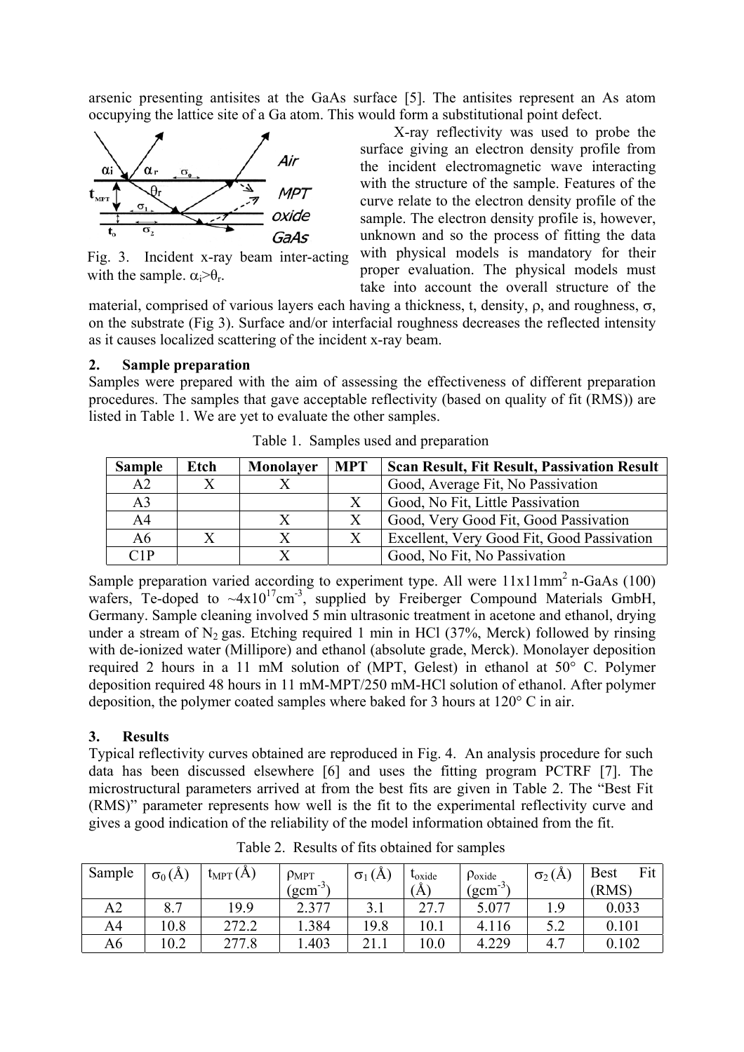arsenic presenting antisites at the GaAs surface [5]. The antisites represent an As atom occupying the lattice site of a Ga atom. This would form a substitutional point defect.

X-ray reflectivity was used to probe the surface giving an electron density profile from the incident electromagnetic wave interacting with the structure of the sample. Features of the curve relate to the electron density profile of the sample. The electron density profile is, however, unknown and so the process of fitting the data with physical models is mandatory for their proper evaluation. The physical models must take into account the overall structure of the material, comprised of various layers each having a thickness, t, density, ρ, and roughness, σ, on the substrate (Fig 3). Surface and/or interfacial roughness decreases the reflected intensity as it causes localized scattering of the incident x-ray beam.

Fig. 3. Incident x-ray beam inter-acting with the sample. $\alpha_i > \theta_r$.

## 2. Sample preparation

Samples were prepared with the aim of assessing the effectiveness of different preparation procedures. The samples that gave acceptable reflectivity (based on quality of fit (RMS)) are listed in Table 1. We are yet to evaluate the other samples.

Table 1. Samples used and preparation

| Sample | Etch | Monolayer | MPT | Scan Result, Fit Result, Passivation Result |
|---|---|---|---|---|
| A2 | X | X | | Good, Average Fit, No Passivation |
| A3 | | | X | Good, No Fit, Little Passivation |
| A4 | | X | X | Good, Very Good Fit, Good Passivation |
| A6 | X | X | X | Excellent, Very Good Fit, Good Passivation |
| C1P | | X | | Good, No Fit, No Passivation |

Sample preparation varied according to experiment type. All were 11x11mm$^2$ n-GaAs (100) wafers, Te-doped to ~4x10$^{17}$cm$^{-3}$, supplied by Freiberger Compound Materials GmbH, Germany. Sample cleaning involved 5 min ultrasonic treatment in acetone and ethanol, drying under a stream of $N_2$ gas. Etching required 1 min in HCl (37%, Merck) followed by rinsing with de-ionized water (Millipore) and ethanol (absolute grade, Merck). Monolayer deposition required 2 hours in a 11 mM solution of (MPT, Gelest) in ethanol at 50° C. Polymer deposition required 48 hours in 11 mM-MPT/250 mM-HCl solution of ethanol. After polymer deposition, the polymer coated samples where baked for 3 hours at 120° C in air.

## 3. Results

Typical reflectivity curves obtained are reproduced in Fig. 4. An analysis procedure for such data has been discussed elsewhere [6] and uses the fitting program PCTRF [7]. The microstructural parameters arrived at from the best fits are given in Table 2. The "Best Fit (RMS)" parameter represents how well is the fit to the experimental reflectivity curve and gives a good indication of the reliability of the model information obtained from the fit.

Table 2. Results of fits obtained for samples

| Sample | $\sigma_0$ (Å) | $t_{MPT}$ (Å) | $\rho_{MPT}$ (gcm$^{-3}$) | $\sigma_1$ (Å) | $t_{oxide}$ (Å) | $\rho_{oxide}$ (gcm$^{-3}$) | $\sigma_2$ (Å) | Best Fit (RMS) |
|---|---|---|---|---|---|---|---|---|
| A2 | 8.7 | 19.9 | 2.377 | 3.1 | 27.7 | 5.077 | 1.9 | 0.033 |
| A4 | 10.8 | 272.2 | 1.384 | 19.8 | 10.1 | 4.116 | 5.2 | 0.101 |
| A6 | 10.2 | 277.8 | 1.403 | 21.1 | 10.0 | 4.229 | 4.7 | 0.102 |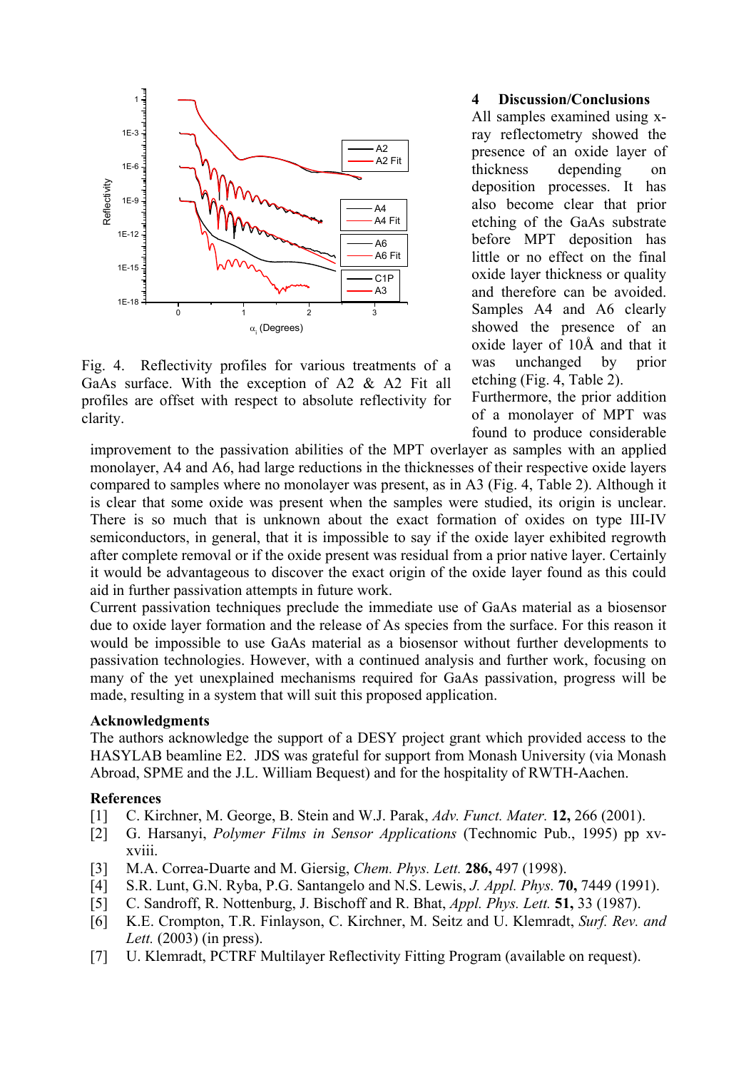Reflectivity

1

1E-3

1E-6

1E-9

1E-12

1E-15

1E-18

0

1

2

3

$\alpha_i$ (Degrees)

A2

A2 Fit

A4

A4 Fit

A6

A6 Fit

C1P

A3

Fig. 4. Reflectivity profiles for various treatments of a GaAs surface. With the exception of A2 & A2 Fit all profiles are offset with respect to absolute reflectivity for clarity.

## 4 Discussion/Conclusions

All samples examined using x-ray reflectometry showed the presence of an oxide layer of thickness depending on deposition processes. It has also become clear that prior etching of the GaAs substrate before MPT deposition has little or no effect on the final oxide layer thickness or quality and therefore can be avoided. Samples A4 and A6 clearly showed the presence of an oxide layer of 10Å and that it was unchanged by prior etching (Fig. 4, Table 2).

Furthermore, the prior addition of a monolayer of MPT was found to produce considerable improvement to the passivation abilities of the MPT overlayer as samples with an applied monolayer, A4 and A6, had large reductions in the thicknesses of their respective oxide layers compared to samples where no monolayer was present, as in A3 (Fig. 4, Table 2). Although it is clear that some oxide was present when the samples were studied, its origin is unclear. There is so much that is unknown about the exact formation of oxides on type III-IV semiconductors, in general, that it is impossible to say if the oxide layer exhibited regrowth after complete removal or if the oxide present was residual from a prior native layer. Certainly it would be advantageous to discover the exact origin of the oxide layer found as this could aid in further passivation attempts in future work.

Current passivation techniques preclude the immediate use of GaAs material as a biosensor due to oxide layer formation and the release of As species from the surface. For this reason it would be impossible to use GaAs material as a biosensor without further developments to passivation technologies. However, with a continued analysis and further work, focusing on many of the yet unexplained mechanisms required for GaAs passivation, progress will be made, resulting in a system that will suit this proposed application.

### Acknowledgments

The authors acknowledge the support of a DESY project grant which provided access to the HASYLAB beamline E2. JDS was grateful for support from Monash University (via Monash Abroad, SPME and the J.L. William Bequest) and for the hospitality of RWTH-Aachen.

### References

[1] C. Kirchner, M. George, B. Stein and W.J. Parak, *Adv. Funct. Mater.* **12,** 266 (2001).

[2] G. Harsanyi, *Polymer Films in Sensor Applications* (Technomic Pub., 1995) pp xv-xviii.

[3] M.A. Correa-Duarte and M. Giersig, *Chem. Phys. Lett.* **286,** 497 (1998).

[4] S.R. Lunt, G.N. Ryba, P.G. Santangelo and N.S. Lewis, *J. Appl. Phys.* **70,** 7449 (1991).

[5] C. Sandroff, R. Nottenburg, J. Bischoff and R. Bhat, *Appl. Phys. Lett.* **51,** 33 (1987).

[6] K.E. Crompton, T.R. Finlayson, C. Kirchner, M. Seitz and U. Klemradt, *Surf. Rev. and Lett.* (2003) (in press).

[7] U. Klemradt, PCTRF Multilayer Reflectivity Fitting Program (available on request).